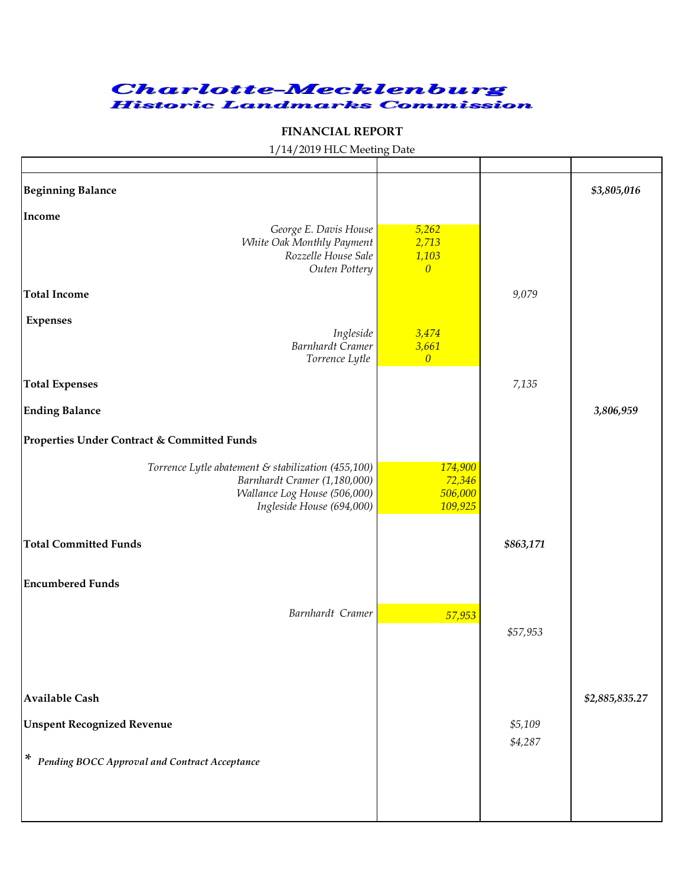# Charlotte-Mecklenburg Historic Landmarks Commission

**FINANCIAL REPORT**

1/14/2019 HLC Meeting Date

| | | | |
|---|---|---|---|
| **Beginning Balance** | | | ***$3,805,016*** |
| **Income** | | | |
| *George E. Davis House* | *5,262* | | |
| *White Oak Monthly Payment* | *2,713* | | |
| *Rozzelle House Sale* | *1,103* | | |
| *Outen Pottery* | *0* | | |
| **Total Income** | | *9,079* | |
| **Expenses** | | | |
| *Ingleside* | *3,474* | | |
| *Barnhardt Cramer* | *3,661* | | |
| *Torrence Lytle* | *0* | | |
| **Total Expenses** | | *7,135* | |
| **Ending Balance** | | | ***3,806,959*** |
| **Properties Under Contract & Committed Funds** | | | |
| *Torrence Lytle abatement & stabilization (455,100)* | *174,900* | | |
| *Barnhardt Cramer (1,180,000)* | *72,346* | | |
| *Wallance Log House (506,000)* | *506,000* | | |
| *Ingleside House (694,000)* | *109,925* | | |
| **Total Committed Funds** | | ***$863,171*** | |
| **Encumbered Funds** | | | |
| *Barnhardt Cramer* | *57,953* | | |
| | | *$57,953* | |
| **Available Cash** | | | ***$2,885,835.27*** |
| **Unspent Recognized Revenue** | | *$5,109* | |
| | | *$4,287* | |
| * ***Pending BOCC Approval and Contract Acceptance*** | | | |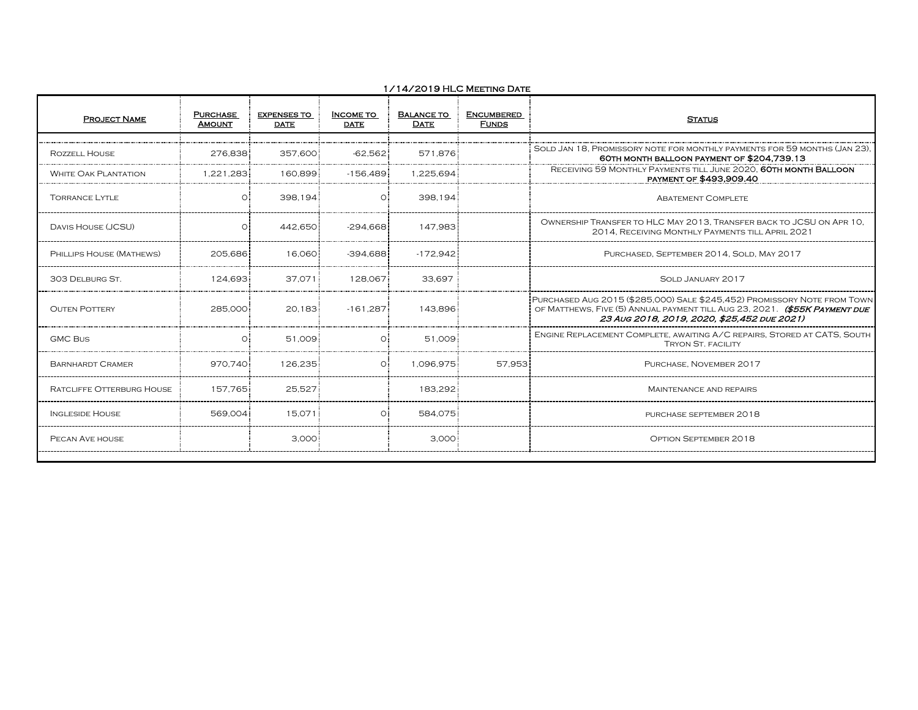1/14/2019 HLC Meeting Date

| Project Name | Purchase Amount | Expenses to date | Income to date | Balance to Date | Encumbered Funds | Status |
|---|---|---|---|---|---|---|
| Rozzell House | 276,838 | 357,600 | -62,562 | 571,876 | | Sold Jan 18, Promissory note for monthly payments for 59 months (Jan 23), **60th month balloon payment of $204,739.13** |
| White Oak Plantation | 1,221,283 | 160,899 | -156,489 | 1,225,694 | | Receiving 59 Monthly Payments till June 2020, **60th month Balloon payment of $493,909.40** |
| Torrance Lytle | 0 | 398,194 | 0 | 398,194 | | Abatement Complete |
| Davis House (JCSU) | 0 | 442,650 | -294,668 | 147,983 | | Ownership Transfer to HLC May 2013, Transfer back to JCSU on Apr 10, 2014, Receiving Monthly Payments till April 2021 |
| Phillips House (Mathews) | 205,686 | 16,060 | -394,688 | -172,942 | | Purchased, September 2014, Sold, May 2017 |
| 303 Delburg St. | 124,693 | 37,071 | 128,067 | 33,697 | | Sold January 2017 |
| Outen Pottery | 285,000 | 20,183 | -161,287 | 143,896 | | Purchased Aug 2015 ($285,000) Sale $245,452) Promissory Note from Town of Matthews, Five (5) Annual payment till Aug 23, 2021. ***($55K Payment due 23 Aug 2018, 2019, 2020, $25,452 due 2021)*** |
| GMC Bus | 0 | 51,009 | 0 | 51,009 | | Engine Replacement Complete, awaiting A/C repairs, Stored at CATS, South Tryon St. facility |
| Barnhardt Cramer | 970,740 | 126,235 | 0 | 1,096,975 | 57,953 | Purchase, November 2017 |
| Ratcliffe Otterburg House | 157,765 | 25,527 | | 183,292 | | Maintenance and repairs |
| Ingleside House | 569,004 | 15,071 | 0 | 584,075 | | purchase september 2018 |
| Pecan Ave house | | 3,000 | | 3,000 | | Option September 2018 |